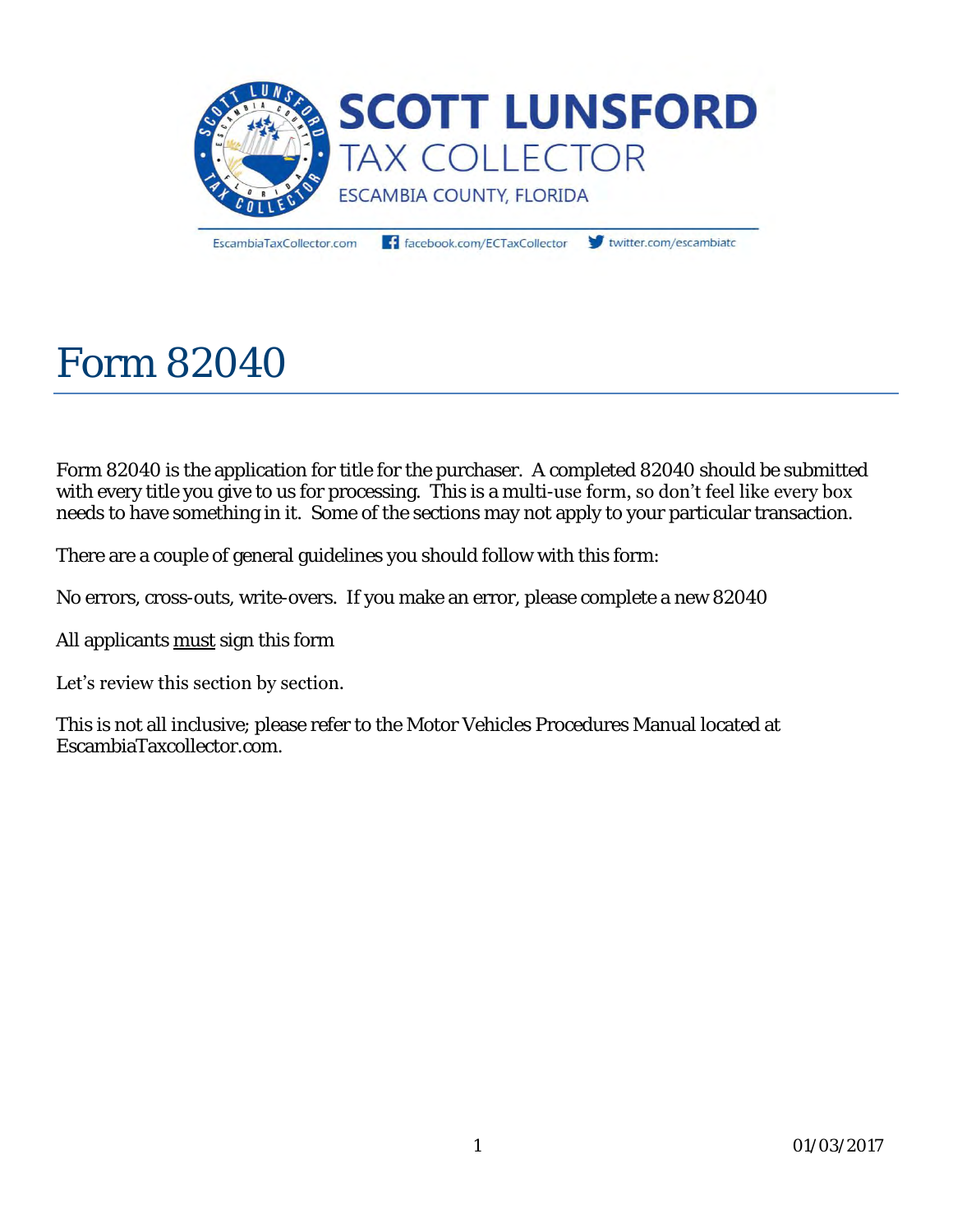# SCOTT LUNSFORD
## TAX COLLECTOR
ESCAMBIA COUNTY, FLORIDA

EscambiaTaxCollector.com | facebook.com/ECTaxCollector | twitter.com/escambiatc

# Form 82040

Form 82040 is the application for title for the purchaser. A completed 82040 should be submitted with every title you give to us for processing. This is a multi-use form, so don't feel like every box needs to have something in it. Some of the sections may not apply to your particular transaction.

There are a couple of general guidelines you should follow with this form:

No errors, cross-outs, write-overs. If you make an error, please complete a new 82040

All applicants <u>must</u> sign this form

Let's review this section by section.

This is not all inclusive; please refer to the Motor Vehicles Procedures Manual located at EscambiaTaxcollector.com.

01/03/2017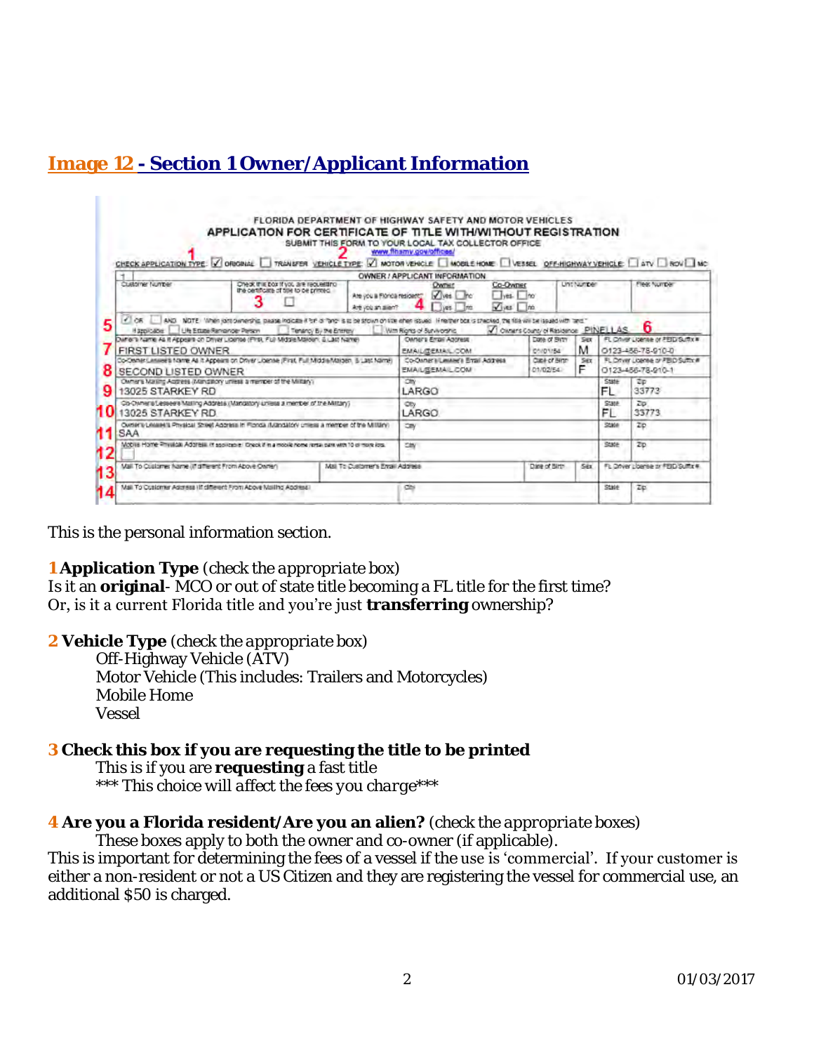## Image 12 - Section 1 Owner/Applicant Information

This is the personal information section.

**1 Application Type** (*check the appropriate box*)
Is it an **original**- MCO or out of state title becoming a FL title for the first time?
Or, is it a current Florida title and you're just **transferring** ownership?

**2 Vehicle Type** (*check the appropriate box*)

- Off-Highway Vehicle (ATV)
- Motor Vehicle (This includes: Trailers and Motorcycles)
- Mobile Home
- Vessel

**3 Check this box if you are requesting the title to be printed**

This is if you are **requesting** a fast title
*\*\*\* This choice will affect the fees you charge\*\*\**

**4 Are you a Florida resident/Are you an alien?** (*check the appropriate boxes*)

These boxes apply to both the owner and co-owner (if applicable).

This is important for determining the fees of a vessel if the use is 'commercial'. If your customer is either a non-resident or not a US Citizen and they are registering the vessel for commercial use, an additional $50 is charged.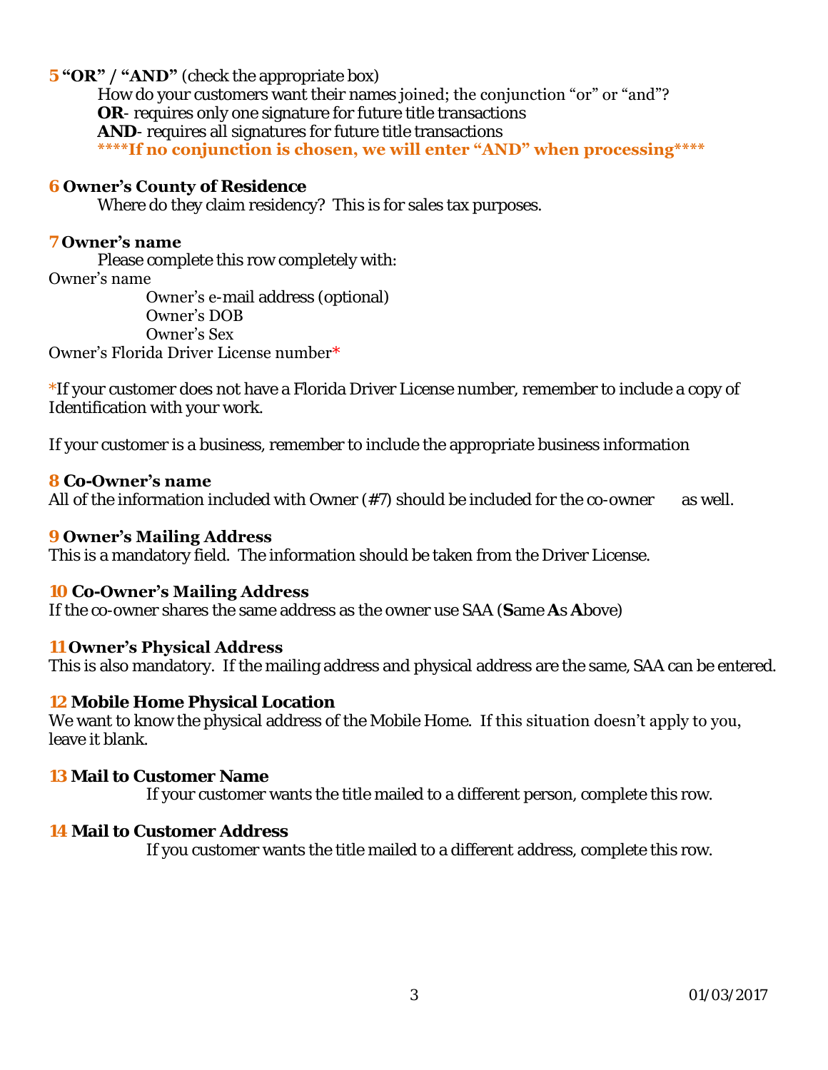**5 "OR" / "AND"** (check the appropriate box)

How do your customers want their names joined; the conjunction "or" or "and"?

**OR**- requires only one signature for future title transactions

**AND**- requires all signatures for future title transactions

**\*\*\*\*If no conjunction is chosen, we will enter "AND" when processing\*\*\*\***

**6 Owner's County of Residence**

Where do they claim residency? This is for sales tax purposes.

**7 Owner's name**

Please complete this row completely with:

Owner's name

Owner's e-mail address (optional)

Owner's DOB

Owner's Sex

Owner's Florida Driver License number*

*If your customer does not have a Florida Driver License number, remember to include a copy of Identification with your work.

If your customer is a business, remember to include the appropriate business information

**8 Co-Owner's name**

All of the information included with Owner (#7) should be included for the co-owner as well.

**9 Owner's Mailing Address**

This is a mandatory field. The information should be taken from the Driver License.

**10 Co-Owner's Mailing Address**

If the co-owner shares the same address as the owner use SAA (**S**ame **A**s **A**bove)

**11 Owner's Physical Address**

This is also mandatory. If the mailing address and physical address are the same, SAA can be entered.

**12 Mobile Home Physical Location**

We want to know the physical address of the Mobile Home. If this situation doesn't apply to you, leave it blank.

**13 Mail to Customer Name**

If your customer wants the title mailed to a different person, complete this row.

**14 Mail to Customer Address**

If you customer wants the title mailed to a different address, complete this row.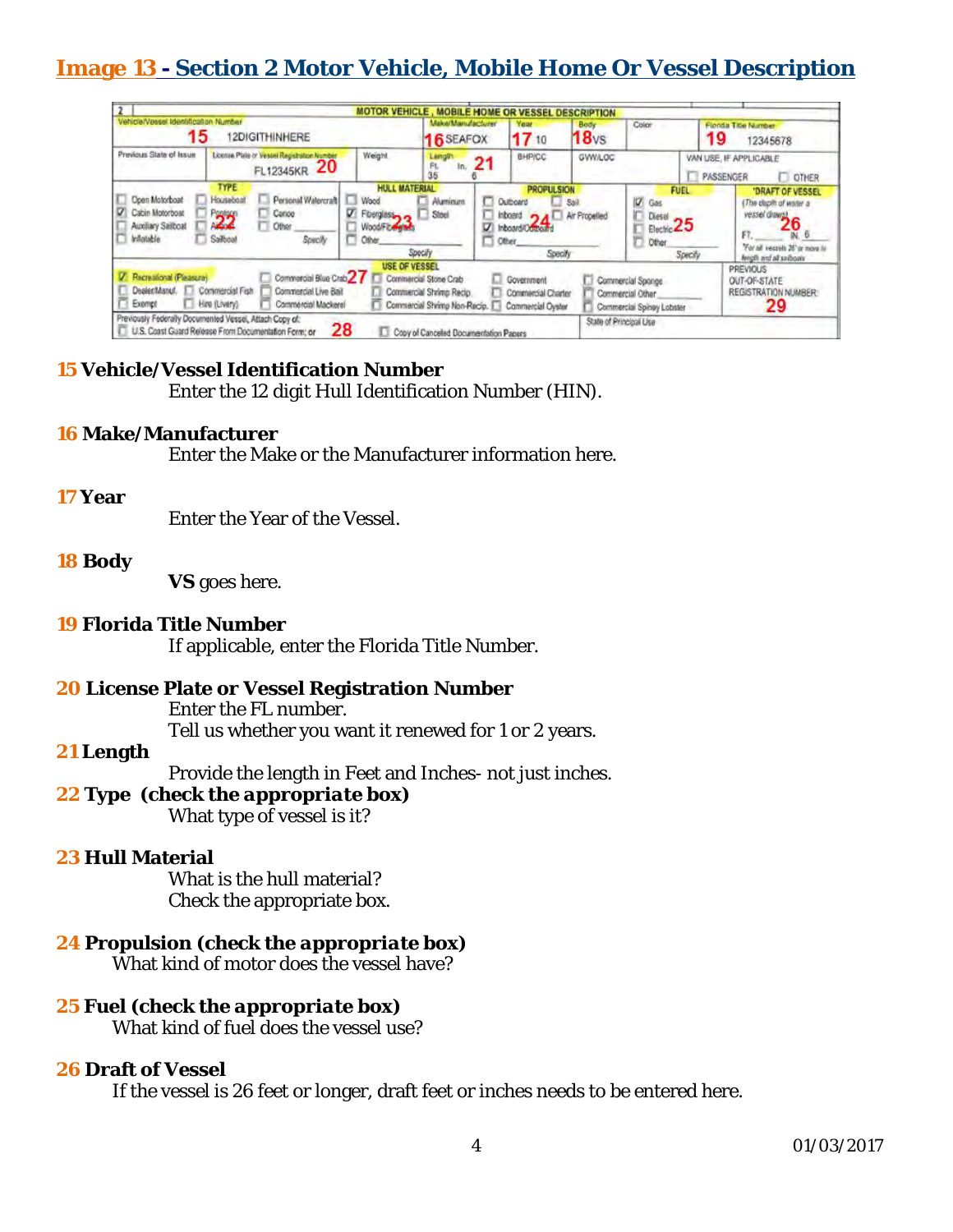## Image 13 - Section 2 Motor Vehicle, Mobile Home Or Vessel Description

**15 Vehicle/Vessel Identification Number**

Enter the 12 digit Hull Identification Number (HIN).

**16 Make/Manufacturer**

Enter the Make or the Manufacturer information here.

**17 Year**

Enter the Year of the Vessel.

**18 Body**

**VS** goes here.

**19 Florida Title Number**

If applicable, enter the Florida Title Number.

**20 License Plate or Vessel Registration Number**

Enter the FL number.
Tell us whether you want it renewed for 1 or 2 years.

**21 Length**

Provide the length in Feet and Inches- not just inches.

**22 Type** ***(check the appropriate box)***

What type of vessel is it?

**23 Hull Material**

What is the hull material?
Check the appropriate box.

**24 Propulsion** ***(check the appropriate box)***

What kind of motor does the vessel have?

**25 Fuel** ***(check the appropriate box)***

What kind of fuel does the vessel use?

**26 Draft of Vessel**

If the vessel is 26 feet or longer, draft feet or inches needs to be entered here.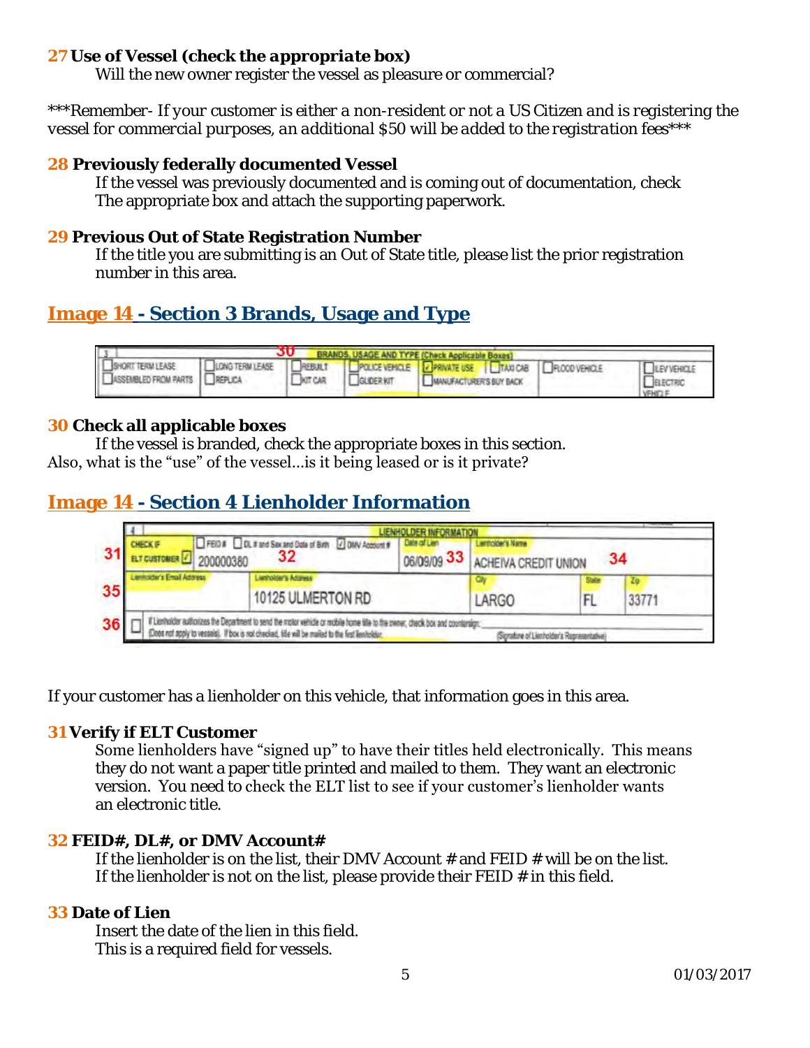**27 Use of Vessel (check the appropriate box)**

Will the new owner register the vessel as pleasure or commercial?

***Remember- If your customer is either a non-resident or not a US Citizen and is registering the vessel for commercial purposes, an additional $50 will be added to the registration fees***

**28 Previously federally documented Vessel**

If the vessel was previously documented and is coming out of documentation, check The appropriate box and attach the supporting paperwork.

**29 Previous Out of State Registration Number**

If the title you are submitting is an Out of State title, please list the prior registration number in this area.

## Image 14 - Section 3 Brands, Usage and Type

**30 Check all applicable boxes**

If the vessel is branded, check the appropriate boxes in this section.
Also, what is the "use" of the vessel…is it being leased or is it private?

## Image 14 - Section 4 Lienholder Information

If your customer has a lienholder on this vehicle, that information goes in this area.

**31 Verify if ELT Customer**

Some lienholders have "signed up" to have their titles held electronically. This means they do not want a paper title printed and mailed to them. They want an electronic version. You need to check the ELT list to see if your customer's lienholder wants an electronic title.

**32 FEID#, DL#, or DMV Account#**

If the lienholder is on the list, their DMV Account # and FEID # will be on the list.
If the lienholder is not on the list, please provide their FEID # in this field.

**33 Date of Lien**

Insert the date of the lien in this field.
This is a required field for vessels.

01/03/2017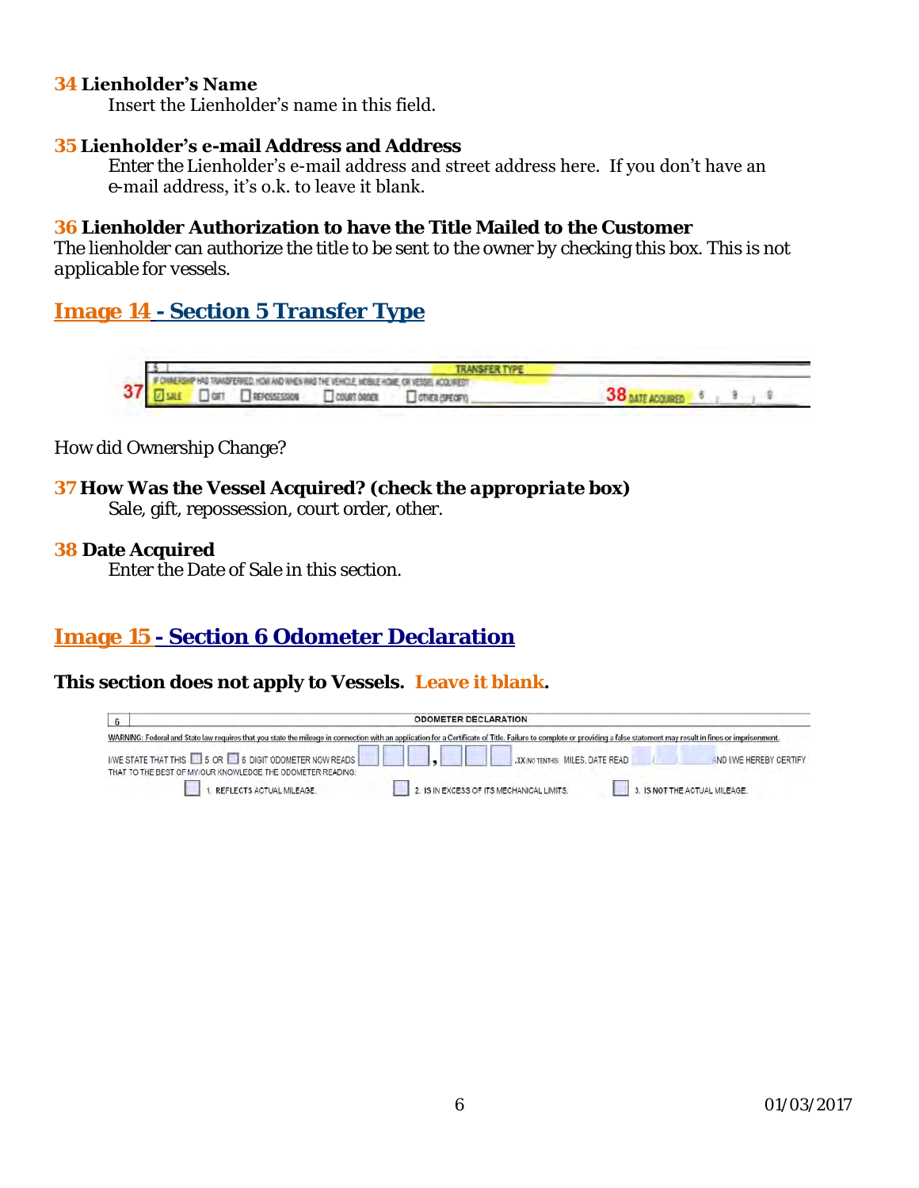**34 Lienholder's Name**

Insert the Lienholder's name in this field.

**35 Lienholder's e-mail Address and Address**

Enter the Lienholder's e-mail address and street address here. If you don't have an e-mail address, it's o.k. to leave it blank.

**36 Lienholder Authorization to have the Title Mailed to the Customer**

The lienholder can authorize the title to be sent to the owner by checking this box. This is not applicable for vessels.

## Image 14 - Section 5 Transfer Type

How did Ownership Change?

**37 How Was the Vessel Acquired? *(check the appropriate box)***

Sale, gift, repossession, court order, other.

**38 Date Acquired**

Enter the Date of Sale in this section.

## Image 15 - Section 6 Odometer Declaration

**This section does not apply to Vessels. Leave it blank.**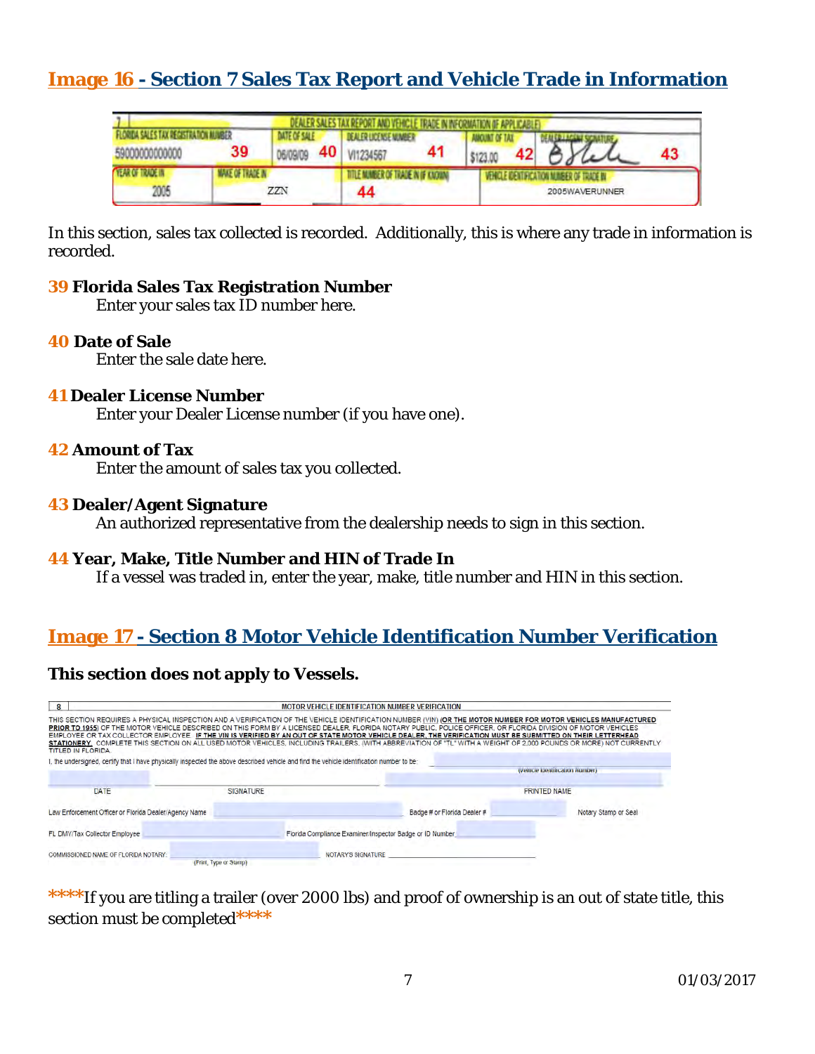## Image 16 - Section 7 Sales Tax Report and Vehicle Trade in Information

| 7 | DEALER SALES TAX REPORT AND VEHICLE TRADE IN INFORMATION (IF APPLICABLE) | | | |
|---|---|---|---|---|
| FLORIDA SALES TAX REGISTRATION NUMBER | DATE OF SALE | DEALER LICENSE NUMBER | AMOUNT OF TAX | DEALER/AGENT SIGNATURE |
| 59000000000000 **39** | 06/09/09 **40** | VI1234567 **41** | $123.00 **42** | **43** |
| YEAR OF TRADE IN | MAKE OF TRADE IN | TITLE NUMBER OF TRADE IN (IF KNOWN) | VEHICLE IDENTIFICATION NUMBER OF TRADE IN | |
| 2005 | ZZN | **44** | 2005WAVERUNNER | |

In this section, sales tax collected is recorded. Additionally, this is where any trade in information is recorded.

**39 Florida Sales Tax Registration Number**
Enter your sales tax ID number here.

**40 Date of Sale**
Enter the sale date here.

**41 Dealer License Number**
Enter your Dealer License number (if you have one).

**42 Amount of Tax**
Enter the amount of sales tax you collected.

**43 Dealer/Agent Signature**
An authorized representative from the dealership needs to sign in this section.

**44 Year, Make, Title Number and HIN of Trade In**
If a vessel was traded in, enter the year, make, title number and HIN in this section.

## Image 17 - Section 8 Motor Vehicle Identification Number Verification

**This section does not apply to Vessels.**

8 MOTOR VEHICLE IDENTIFICATION NUMBER VERIFICATION

THIS SECTION REQUIRES A PHYSICAL INSPECTION AND A VERIFICATION OF THE VEHICLE IDENTIFICATION NUMBER (VIN) **(OR THE MOTOR NUMBER FOR MOTOR VEHICLES MANUFACTURED PRIOR TO 1955)** OF THE MOTOR VEHICLE DESCRIBED ON THIS FORM BY A LICENSED DEALER, FLORIDA NOTARY PUBLIC, POLICE OFFICER, OR FLORIDA DIVISION OF MOTOR VEHICLES EMPLOYEE OR TAX COLLECTOR EMPLOYEE. **IF THE VIN IS VERIFIED BY AN OUT OF STATE MOTOR VEHICLE DEALER, THE VERIFICATION MUST BE SUBMITTED ON THEIR LETTERHEAD STATIONERY.** COMPLETE THIS SECTION ON ALL USED MOTOR VEHICLES, INCLUDING TRAILERS, (WITH ABBREVIATION OF "TL" WITH A WEIGHT OF 2,000 POUNDS OR MORE) NOT CURRENTLY TITLED IN FLORIDA.

I, the undersigned, certify that I have physically inspected the above described vehicle and find the vehicle identification number to be: ______ (Vehicle Identification Number)

DATE ______ SIGNATURE ______ PRINTED NAME ______

Law Enforcement Officer or Florida Dealer/Agency Name ______ Badge # or Florida Dealer # ______ Notary Stamp or Seal

FL DMV/Tax Collector Employee ______ Florida Compliance Examiner/Inspector Badge or ID Number ______

COMMISSIONED NAME OF FLORIDA NOTARY: ______ (Print, Type or Stamp) NOTARY'S SIGNATURE ______

****If you are titling a trailer (over 2000 lbs) and proof of ownership is an out of state title, this section must be completed****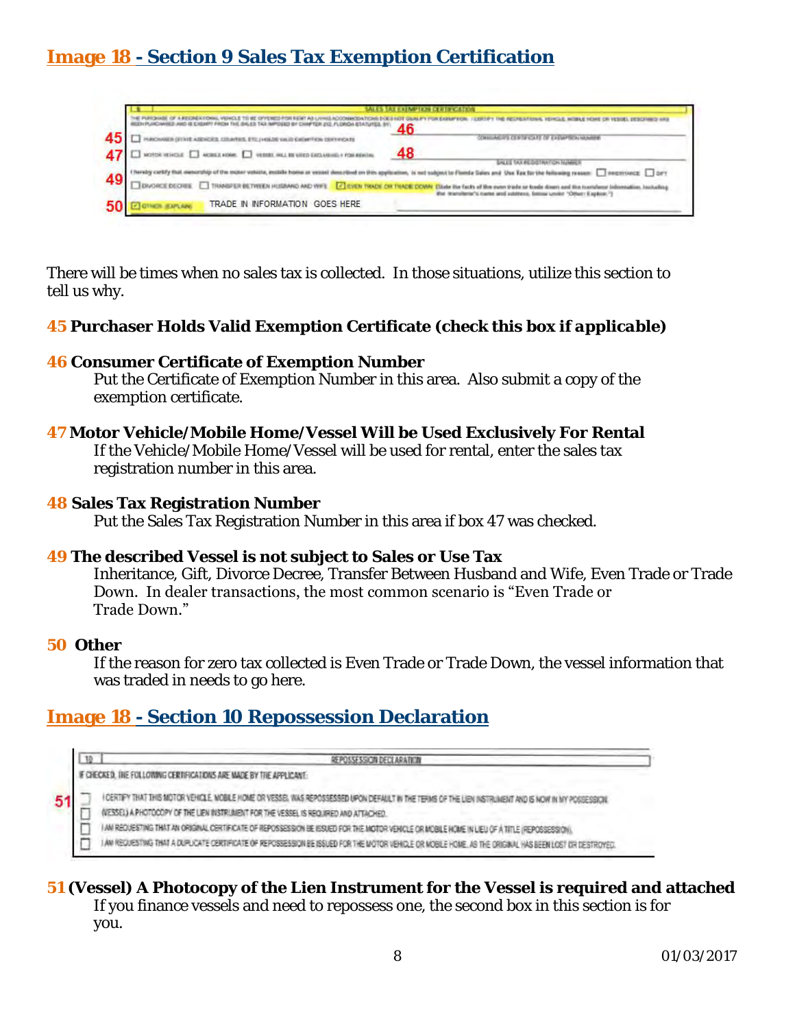## Image 18 - Section 9 Sales Tax Exemption Certification

There will be times when no sales tax is collected. In those situations, utilize this section to tell us why.

**45 Purchaser Holds Valid Exemption Certificate (check this box if *applicable*)**

**46 Consumer Certificate of Exemption Number**

Put the Certificate of Exemption Number in this area. Also submit a copy of the exemption certificate.

**47 Motor Vehicle/Mobile Home/Vessel Will be Used Exclusively For Rental**

If the Vehicle/Mobile Home/Vessel will be used for rental, enter the sales tax registration number in this area.

**48 Sales Tax Registration Number**

Put the Sales Tax Registration Number in this area if box 47 was checked.

**49 The described Vessel is not subject to Sales or Use Tax**

Inheritance, Gift, Divorce Decree, Transfer Between Husband and Wife, Even Trade or Trade Down. In dealer transactions, the most common scenario is "Even Trade or Trade Down."

**50 Other**

If the reason for zero tax collected is Even Trade or Trade Down, the vessel information that was traded in needs to go here.

## Image 18 - Section 10 Repossession Declaration

**51 (Vessel) A Photocopy of the Lien Instrument for the Vessel is required and attached**

If you finance vessels and need to repossess one, the second box in this section is for you.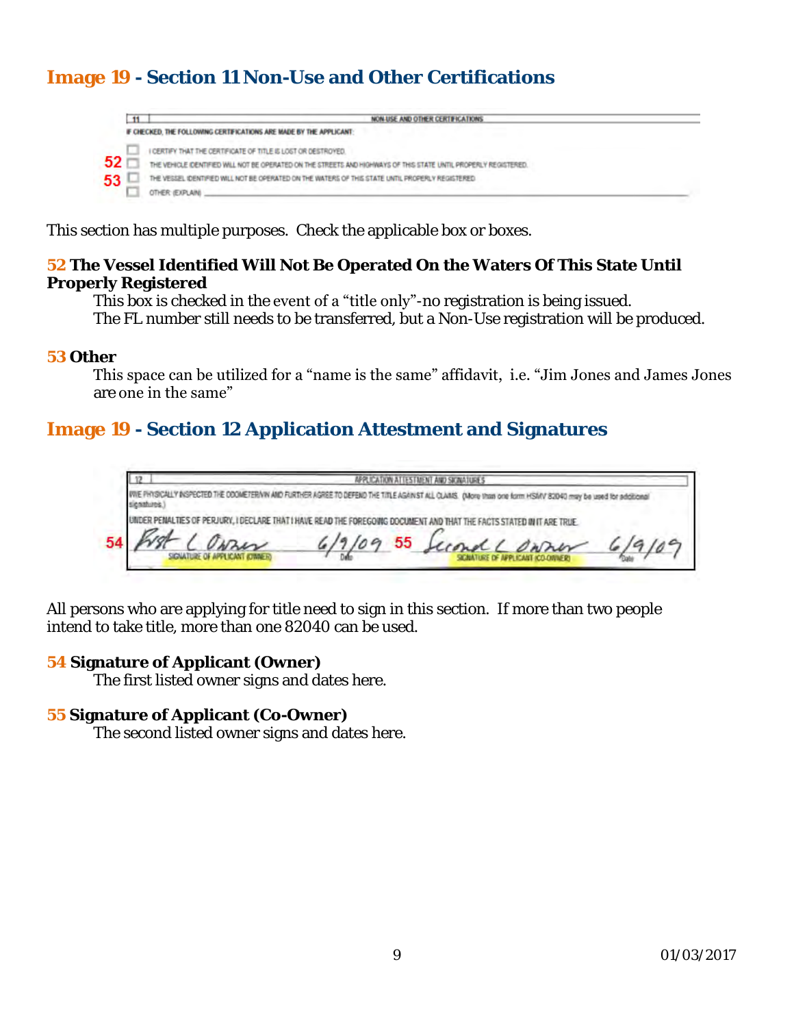## Image 19 - Section 11 Non-Use and Other Certifications

| 11 | NON-USE AND OTHER CERTIFICATIONS |
|---|---|

IF CHECKED, THE FOLLOWING CERTIFICATIONS ARE MADE BY THE APPLICANT:

- ☐ I CERTIFY THAT THE CERTIFICATE OF TITLE IS LOST OR DESTROYED.
- 52 ☐ THE VEHICLE IDENTIFIED WILL NOT BE OPERATED ON THE STREETS AND HIGHWAYS OF THIS STATE UNTIL PROPERLY REGISTERED.
- 53 ☐ THE VESSEL IDENTIFIED WILL NOT BE OPERATED ON THE WATERS OF THIS STATE UNTIL PROPERLY REGISTERED.
- ☐ OTHER (EXPLAIN) ____________

This section has multiple purposes. Check the applicable box or boxes.

**52 The Vessel Identified Will Not Be Operated On the Waters Of This State Until Properly Registered**

This box is checked in the event of a "title only"-no registration is being issued.
The FL number still needs to be transferred, but a Non-Use registration will be produced.

**53 Other**

This space can be utilized for a "name is the same" affidavit, i.e. "Jim Jones and James Jones are one in the same"

## Image 19 - Section 12 Application Attestment and Signatures

| 12 | APPLICATION ATTESTMENT AND SIGNATURES |
|---|---|

I/WE PHYSICALLY INSPECTED THE ODOMETER/VIN AND FURTHER AGREE TO DEFEND THE TITLE AGAINST ALL CLAIMS. (More than one form HSMV 82040 may be used for additional signatures.)

UNDER PENALTIES OF PERJURY, I DECLARE THAT I HAVE READ THE FOREGOING DOCUMENT AND THAT THE FACTS STATED IN IT ARE TRUE.

| 54 First L Owner | 6/9/09 | 55 Second L Owner | 6/9/09 |
|---|---|---|---|
| SIGNATURE OF APPLICANT (OWNER) | Date | SIGNATURE OF APPLICANT (CO-OWNER) | Date |

All persons who are applying for title need to sign in this section. If more than two people intend to take title, more than one 82040 can be used.

**54 Signature of Applicant (Owner)**

The first listed owner signs and dates here.

**55 Signature of Applicant (Co-Owner)**

The second listed owner signs and dates here.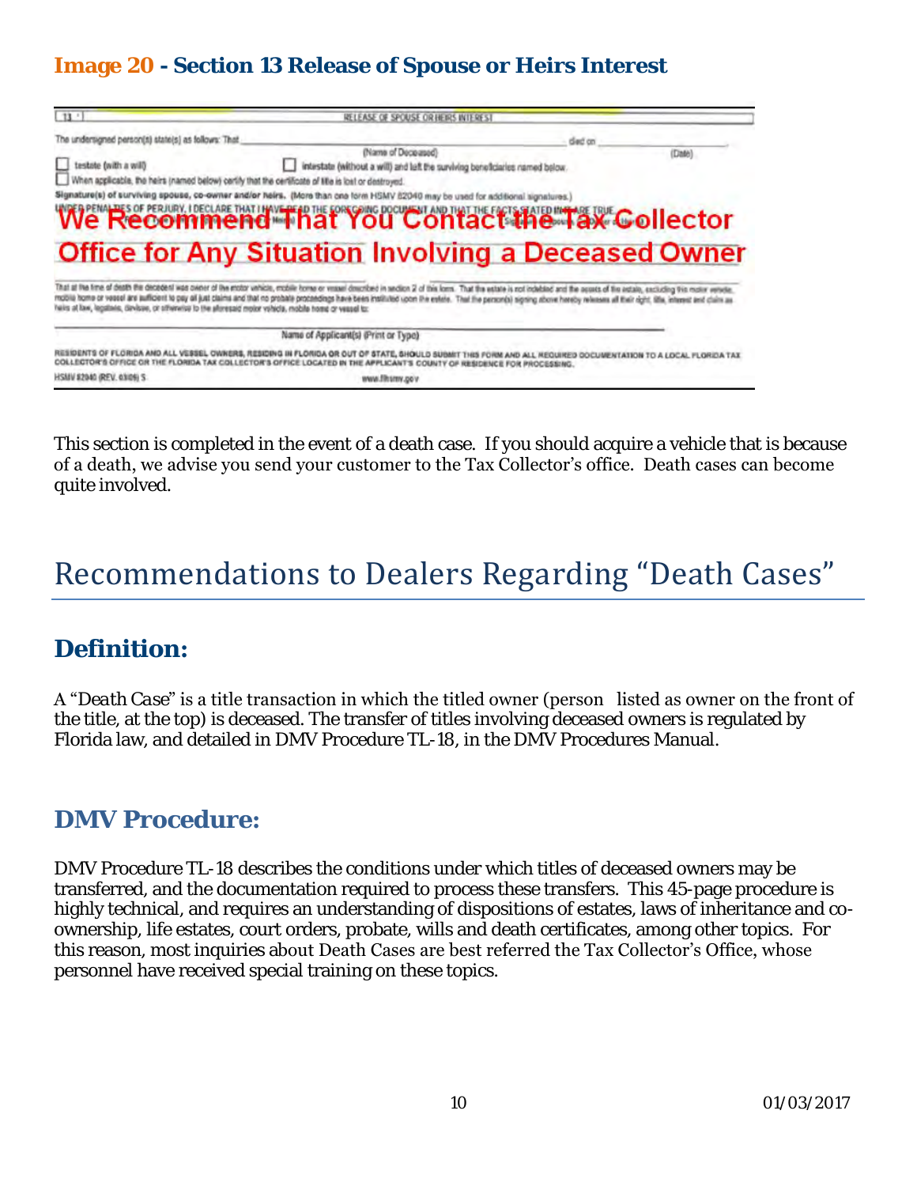## Image 20 - Section 13 Release of Spouse or Heirs Interest

13 RELEASE OF SPOUSE OR HEIRS INTEREST

The undersigned person(s) state(s) as follows: That _______________ (Name of Deceased) died on _______________ (Date)

☐ testate (with a will) ☐ intestate (without a will) and left the surviving beneficiaries named below.

☐ When applicable, the heirs (named below) certify that the certificate of title is lost or destroyed.

Signature(s) of surviving spouse, co-owner and/or heirs. (More than one form HSMV 82040 may be used for additional signatures.)

UNDER PENALTIES OF PERJURY, I DECLARE THAT I HAVE READ THE FOREGOING DOCUMENT AND THAT THE FACTS STATED IN IT ARE TRUE.

**We Recommend That You Contact the Tax Collector Office for Any Situation Involving a Deceased Owner**

That at the time of death the decedent was owner of the motor vehicle, mobile home or vessel described in section 2 of this form. That the estate is not indebted and the assets of the estate, excluding this motor vehicle, mobile home or vessel are sufficient to pay all just claims and that no probate proceedings have been instituted upon the estate. That the person(s) signing above hereby releases all their right, title, interest and claim as heirs at law, legatees, devisee, or otherwise to the aforesaid motor vehicle, mobile home or vessel to:

Name of Applicant(s) (Print or Type)

RESIDENTS OF FLORIDA AND ALL VESSEL OWNERS, RESIDING IN FLORIDA OR OUT OF STATE, SHOULD SUBMIT THIS FORM AND ALL REQUIRED DOCUMENTATION TO A LOCAL FLORIDA TAX COLLECTOR'S OFFICE OR THE FLORIDA TAX COLLECTOR'S OFFICE LOCATED IN THE APPLICANT'S COUNTY OF RESIDENCE FOR PROCESSING.

HSMV 82040 (REV. 03/09) S www.flhsmv.gov

This section is completed in the event of a death case. If you should acquire a vehicle that is because of a death, we advise you send your customer to the Tax Collector's office. Death cases can become quite involved.

# Recommendations to Dealers Regarding "Death Cases"

## Definition:

A "*Death Case*" is a title transaction in which the titled owner (person listed as owner on the front of the title, at the top) is deceased. The transfer of titles involving deceased owners is regulated by Florida law, and detailed in DMV Procedure TL-18, in the DMV Procedures Manual.

## DMV Procedure:

DMV Procedure TL-18 describes the conditions under which titles of deceased owners may be transferred, and the documentation required to process these transfers. This 45-page procedure is highly technical, and requires an understanding of dispositions of estates, laws of inheritance and co-ownership, life estates, court orders, probate, wills and death certificates, among other topics. For this reason, most inquiries about Death Cases are best referred the Tax Collector's Office, whose personnel have received special training on these topics.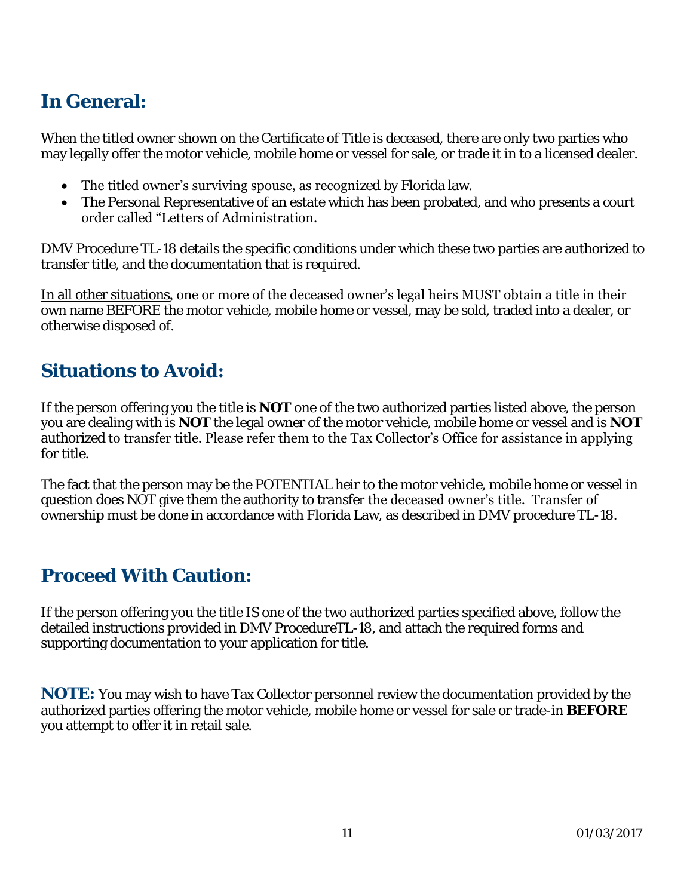## In General:

When the titled owner shown on the Certificate of Title is deceased, there are only two parties who may legally offer the motor vehicle, mobile home or vessel for sale, or trade it in to a licensed dealer.

- The titled owner's surviving spouse, as recognized by Florida law.
- The Personal Representative of an estate which has been probated, and who presents a court order called "Letters of Administration.

DMV Procedure TL-18 details the specific conditions under which these two parties are authorized to transfer title, and the documentation that is required.

<u>In all other situations</u>, one or more of the deceased owner's legal heirs MUST obtain a title in their own name BEFORE the motor vehicle, mobile home or vessel, may be sold, traded into a dealer, or otherwise disposed of.

## Situations to Avoid:

If the person offering you the title is **NOT** one of the two authorized parties listed above, the person you are dealing with is **NOT** the legal owner of the motor vehicle, mobile home or vessel and is **NOT** authorized to transfer title. Please refer them to the Tax Collector's Office for assistance in applying for title.

The fact that the person may be the POTENTIAL heir to the motor vehicle, mobile home or vessel in question does NOT give them the authority to transfer the deceased owner's title. Transfer of ownership must be done in accordance with Florida Law, as described in DMV procedure TL-18.

## Proceed With Caution:

If the person offering you the title IS one of the two authorized parties specified above, follow the detailed instructions provided in DMV ProcedureTL-18, and attach the required forms and supporting documentation to your application for title.

**NOTE:** You may wish to have Tax Collector personnel review the documentation provided by the authorized parties offering the motor vehicle, mobile home or vessel for sale or trade-in **BEFORE** you attempt to offer it in retail sale.

01/03/2017